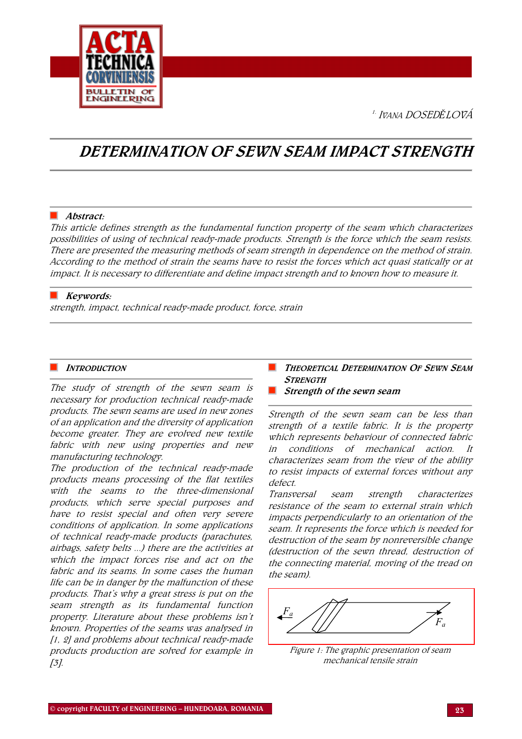[1.] IVANA DOSEDĚLOVÁ

# DETERMINATION OF SEWN SEAM IMPACT STRENGTH

**Abstract:**

*This article defines strength as the fundamental function property of the seam which characterizes possibilities of using of technical ready-made products. Strength is the force which the seam resists. There are presented the measuring methods of seam strength in dependence on the method of strain. According to the method of strain the seams have to resist the forces which act quasi statically or at impact. It is necessary to differentiate and define impact strength and to known how to measure it.*

**Keywords:**

*strength, impact, technical ready-made product, force, strain*

## INTRODUCTION

The study of strength of the sewn seam is necessary for production technical ready-made products. The sewn seams are used in new zones of an application and the diversity of application become greater. They are evolved new textile fabric with new using properties and new manufacturing technology.

The production of the technical ready-made products means processing of the flat textiles with the seams to the three-dimensional products, which serve special purposes and have to resist special and often very severe conditions of application. In some applications of technical ready-made products (parachutes, airbags, safety belts ...) there are the activities at which the impact forces rise and act on the fabric and its seams. In some cases the human life can be in danger by the malfunction of these products. That's why a great stress is put on the seam strength as its fundamental function property. Literature about these problems isn't known. Properties of the seams was analysed in [1, 2] and problems about technical ready-made products production are solved for example in [3].

## THEORETICAL DETERMINATION OF SEWN SEAM STRENGTH

### Strength of the sewn seam

Strength of the sewn seam can be less than strength of a textile fabric. It is the property which represents behaviour of connected fabric in conditions of mechanical action. It characterizes seam from the view of the ability to resist impacts of external forces without any defect.

Transversal seam strength characterizes resistance of the seam to external strain which impacts perpendicularly to an orientation of the seam. It represents the force which is needed for destruction of the seam by nonreversible change (destruction of the sewn thread, destruction of the connecting material, moving of the tread on the seam).

Figure 1: The graphic presentation of seam mechanical tensile strain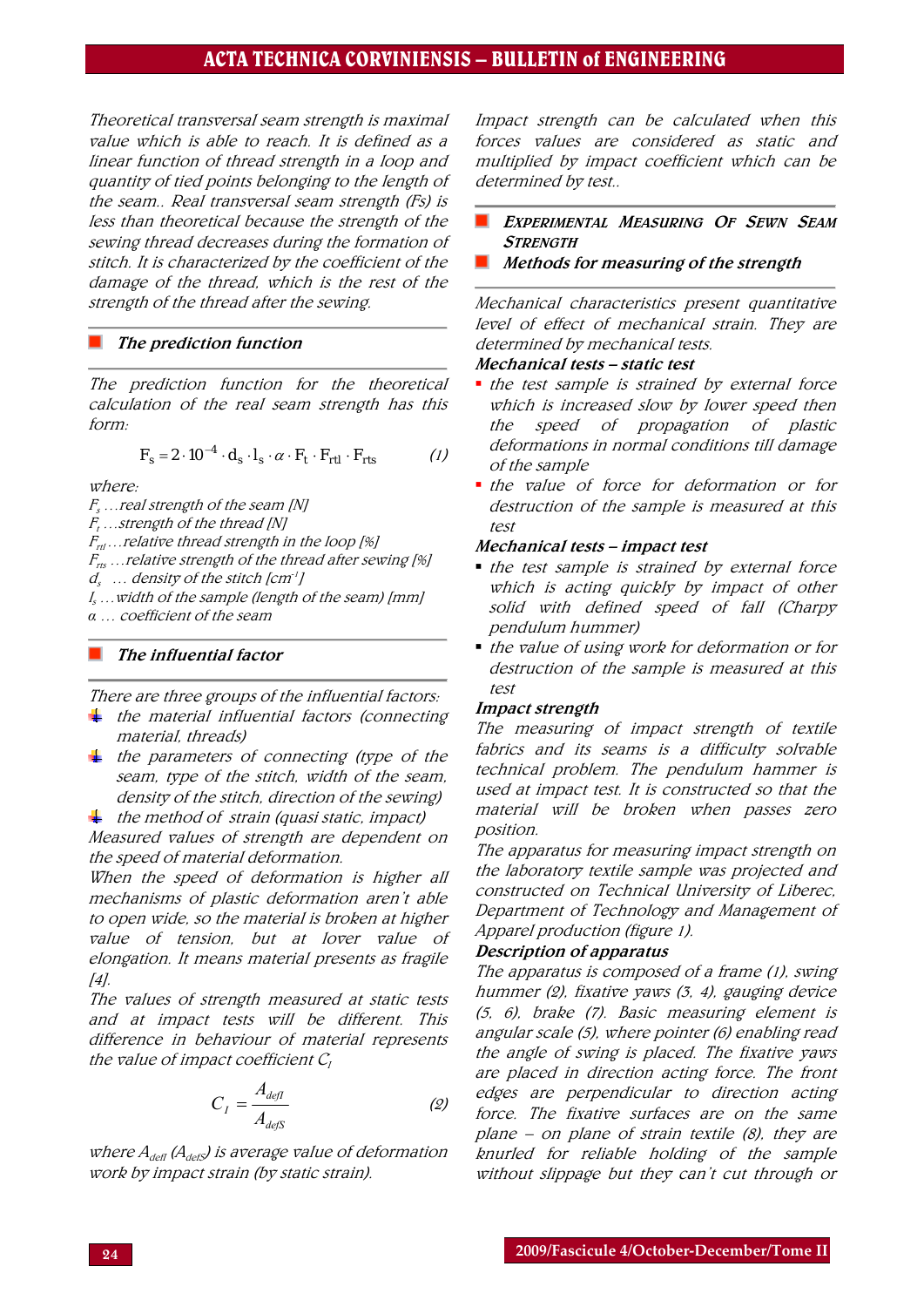*Theoretical transversal seam strength is maximal value which is able to reach. It is defined as a linear function of thread strength in a loop and quantity of tied points belonging to the length of the seam.. Real transversal seam strength (Fs) is less than theoretical because the strength of the sewing thread decreases during the formation of stitch. It is characterized by the coefficient of the damage of the thread, which is the rest of the strength of the thread after the sewing.*

## *The prediction function*

*The prediction function for the theoretical calculation of the real seam strength has this form:*

$$F_s = 2 \cdot 10^{-4} \cdot d_s \cdot l_s \cdot \alpha \cdot F_t \cdot F_{rtl} \cdot F_{rts} \qquad (1)$$

*where:*
*$F_s$ …real strength of the seam [N]*
*$F_t$ …strength of the thread [N]*
*$F_{rtl}$ …relative thread strength in the loop [%]*
*$F_{rts}$ …relative strength of the thread after sewing [%]*
*$d_s$ … density of the stitch [cm$^{-1}$]*
*$l_s$ …width of the sample (length of the seam) [mm]*
*$\alpha$ … coefficient of the seam*

## *The influential factor*

*There are three groups of the influential factors:*
- *the material influential factors (connecting material, threads)*
- *the parameters of connecting (type of the seam, type of the stitch, width of the seam, density of the stitch, direction of the sewing)*
- *the method of strain (quasi static, impact)*

*Measured values of strength are dependent on the speed of material deformation.*
*When the speed of deformation is higher all mechanisms of plastic deformation aren't able to open wide, so the material is broken at higher value of tension, but at lover value of elongation. It means material presents as fragile [4].*
*The values of strength measured at static tests and at impact tests will be different. This difference in behaviour of material represents the value of impact coefficient $C_I$*

$$C_I = \frac{A_{defI}}{A_{defS}} \qquad (2)$$

*where $A_{defI}$ ($A_{defS}$) is average value of deformation work by impact strain (by static strain).*

*Impact strength can be calculated when this forces values are considered as static and multiplied by impact coefficient which can be determined by test..*

## *EXPERIMENTAL MEASURING OF SEWN SEAM STRENGTH*

## *Methods for measuring of the strength*

*Mechanical characteristics present quantitative level of effect of mechanical strain. They are determined by mechanical tests.*

***Mechanical tests – static test***
- *the test sample is strained by external force which is increased slow by lower speed then the speed of propagation of plastic deformations in normal conditions till damage of the sample*
- *the value of force for deformation or for destruction of the sample is measured at this test*

***Mechanical tests – impact test***
- *the test sample is strained by external force which is acting quickly by impact of other solid with defined speed of fall (Charpy pendulum hummer)*
- *the value of using work for deformation or for destruction of the sample is measured at this test*

***Impact strength***
*The measuring of impact strength of textile fabrics and its seams is a difficulty solvable technical problem. The pendulum hammer is used at impact test. It is constructed so that the material will be broken when passes zero position.*
*The apparatus for measuring impact strength on the laboratory textile sample was projected and constructed on Technical University of Liberec, Department of Technology and Management of Apparel production (figure 1).*

***Description of apparatus***
*The apparatus is composed of a frame (1), swing hummer (2), fixative yaws (3, 4), gauging device (5, 6), brake (7). Basic measuring element is angular scale (5), where pointer (6) enabling read the angle of swing is placed. The fixative yaws are placed in direction acting force. The front edges are perpendicular to direction acting force. The fixative surfaces are on the same plane – on plane of strain textile (8), they are knurled for reliable holding of the sample without slippage but they can't cut through or*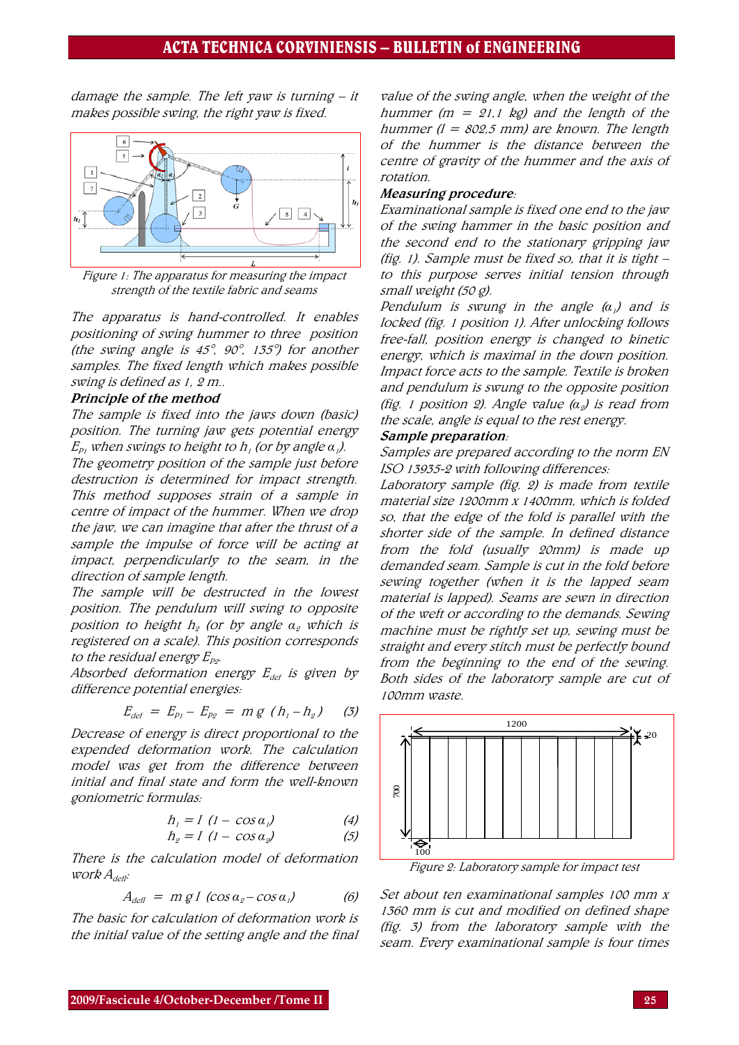damage the sample. The left yaw is turning – it makes possible swing, the right yaw is fixed.

*Figure 1: The apparatus for measuring the impact strength of the textile fabric and seams*

The apparatus is hand-controlled. It enables positioning of swing hummer to three position (the swing angle is 45°, 90°, 135°) for another samples. The fixed length which makes possible swing is defined as 1, 2 m..

**Principle of the method**

The sample is fixed into the jaws down (basic) position. The turning jaw gets potential energy $E_{P1}$ when swings to height to $h_1$ (or by angle $\alpha_1$). The geometry position of the sample just before destruction is determined for impact strength. This method supposes strain of a sample in centre of impact of the hummer. When we drop the jaw, we can imagine that after the thrust of a sample the impulse of force will be acting at impact, perpendicularly to the seam, in the direction of sample length.

The sample will be destructed in the lowest position. The pendulum will swing to opposite position to height $h_2$ (or by angle $\alpha_2$ which is registered on a scale). This position corresponds to the residual energy $E_{P2}$.

Absorbed deformation energy $E_{def}$ is given by difference potential energies:

$$E_{def} = E_{P1} - E_{P2} = m\,g\,(h_1 - h_2) \qquad (3)$$

Decrease of energy is direct proportional to the expended deformation work. The calculation model was get from the difference between initial and final state and form the well-known goniometric formulas:

$$h_1 = l\,(1 - \cos\alpha_1) \qquad (4)$$

$$h_2 = l\,(1 - \cos\alpha_2) \qquad (5)$$

There is the calculation model of deformation work $A_{deff}$:

$$A_{deff} = m\,g\,l\,(\cos\alpha_2 - \cos\alpha_1) \qquad (6)$$

The basic for calculation of deformation work is the initial value of the setting angle and the final value of the swing angle, when the weight of the hummer ($m$ = 21,1 kg) and the length of the hummer ($l$ = 802,5 mm) are known. The length of the hummer is the distance between the centre of gravity of the hummer and the axis of rotation.

***Measuring procedure:***

Examinational sample is fixed one end to the jaw of the swing hammer in the basic position and the second end to the stationary gripping jaw (fig. 1). Sample must be fixed so, that it is tight – to this purpose serves initial tension through small weight (50 g).

Pendulum is swung in the angle ($\alpha_1$) and is locked (fig. 1 position 1). After unlocking follows free-fall, position energy is changed to kinetic energy, which is maximal in the down position. Impact force acts to the sample. Textile is broken and pendulum is swung to the opposite position (fig. 1 position 2). Angle value ($\alpha_2$) is read from the scale, angle is equal to the rest energy.

***Sample preparation:***

Samples are prepared according to the norm EN ISO 13935-2 with following differences:

Laboratory sample (fig. 2) is made from textile material size 1200mm x 1400mm, which is folded so, that the edge of the fold is parallel with the shorter side of the sample. In defined distance from the fold (usually 20mm) is made up demanded seam. Sample is cut in the fold before sewing together (when it is the lapped seam material is lapped). Seams are sewn in direction of the weft or according to the demands. Sewing machine must be rightly set up, sewing must be straight and every stitch must be perfectly bound from the beginning to the end of the sewing. Both sides of the laboratory sample are cut of 100mm waste.

*Figure 2: Laboratory sample for impact test*

Set about ten examinational samples 100 mm x 1360 mm is cut and modified on defined shape (fig. 3) from the laboratory sample with the seam. Every examinational sample is four times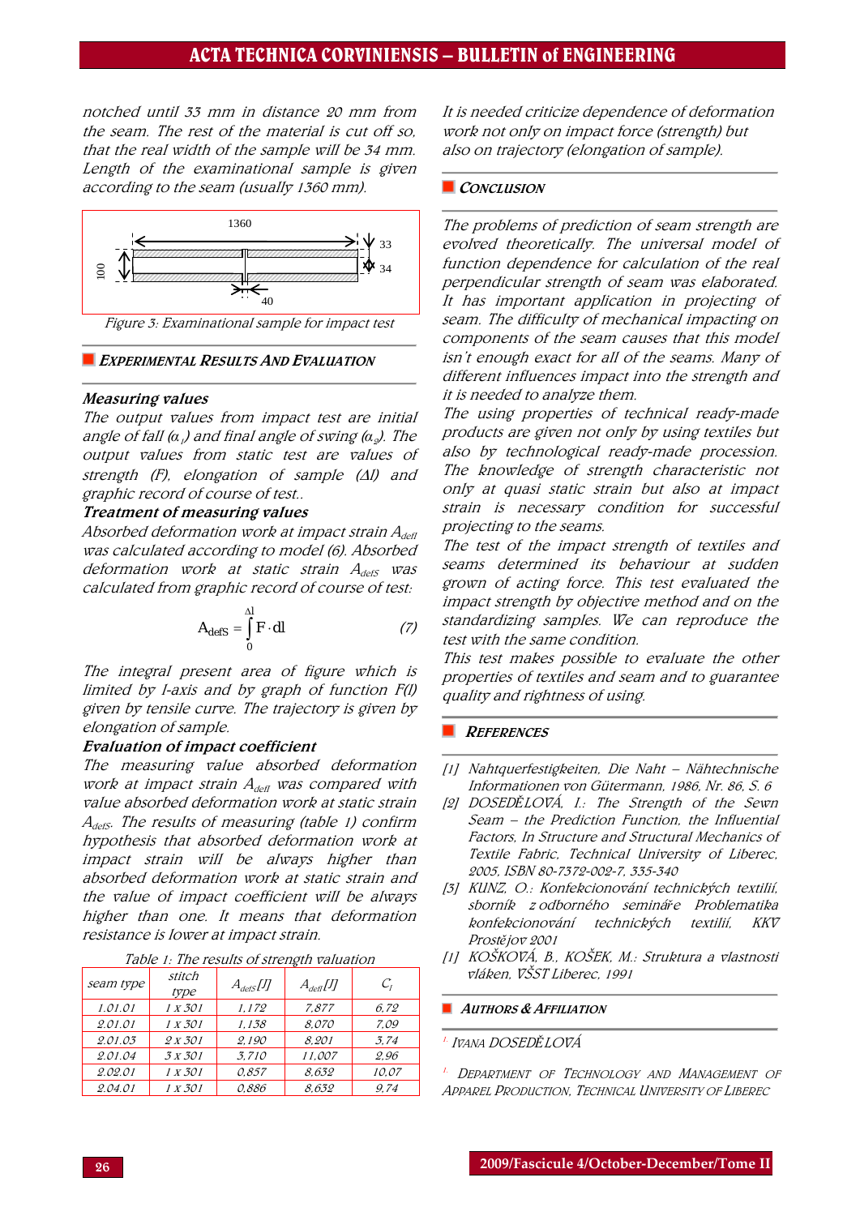notched until 33 mm in distance 20 mm from the seam. The rest of the material is cut off so, that the real width of the sample will be 34 mm. Length of the examinational sample is given according to the seam (usually 1360 mm).

1360

33

34

100

40

Figure 3: Examinational sample for impact test

## EXPERIMENTAL RESULTS AND EVALUATION

### *Measuring values*

*The output values from impact test are initial angle of fall ($\alpha_1$) and final angle of swing ($\alpha_2$). The output values from static test are values of strength (F), elongation of sample ($\Delta l$) and graphic record of course of test..*

### *Treatment of measuring values*

*Absorbed deformation work at impact strain $A_{defI}$ was calculated according to model (6). Absorbed deformation work at static strain $A_{defS}$ was calculated from graphic record of course of test:*

$$A_{defS} = \int_{0}^{\Delta l} F \cdot dl \qquad (7)$$

*The integral present area of figure which is limited by l-axis and by graph of function F(l) given by tensile curve. The trajectory is given by elongation of sample.*

### *Evaluation of impact coefficient*

*The measuring value absorbed deformation work at impact strain $A_{defI}$ was compared with value absorbed deformation work at static strain $A_{defS}$. The results of measuring (table 1) confirm hypothesis that absorbed deformation work at impact strain will be always higher than absorbed deformation work at static strain and the value of impact coefficient will be always higher than one. It means that deformation resistance is lower at impact strain.*

Table 1: The results of strength valuation

| seam type | stitch type | $A_{defS}$ [J] | $A_{defI}$ [J] | $C_I$ |
|---|---|---|---|---|
| 1.01.01 | 1 x 301 | 1,172 | 7,877 | 6,72 |
| 2.01.01 | 1 x 301 | 1,138 | 8,070 | 7,09 |
| 2.01.03 | 2 x 301 | 2,190 | 8,201 | 3,74 |
| 2.01.04 | 3 x 301 | 3,710 | 11,007 | 2,96 |
| 2.02.01 | 1 x 301 | 0,857 | 8,632 | 10,07 |
| 2.04.01 | 1 x 301 | 0,886 | 8,632 | 9,74 |

*It is needed criticize dependence of deformation work not only on impact force (strength) but also on trajectory (elongation of sample).*

## CONCLUSION

*The problems of prediction of seam strength are evolved theoretically. The universal model of function dependence for calculation of the real perpendicular strength of seam was elaborated. It has important application in projecting of seam. The difficulty of mechanical impacting on components of the seam causes that this model isn't enough exact for all of the seams. Many of different influences impact into the strength and it is needed to analyze them.*

*The using properties of technical ready-made products are given not only by using textiles but also by technological ready-made procession. The knowledge of strength characteristic not only at quasi static strain but also at impact strain is necessary condition for successful projecting to the seams.*

*The test of the impact strength of textiles and seams determined its behaviour at sudden grown of acting force. This test evaluated the impact strength by objective method and on the standardizing samples. We can reproduce the test with the same condition.*

*This test makes possible to evaluate the other properties of textiles and seam and to guarantee quality and rightness of using.*

## REFERENCES

[1] Nahtquerfestigkeiten, Die Naht – Nähtechnische Informationen von Gütermann, 1986, Nr. 86, S. 6

[2] DOSEDĚLOVÁ, I.: The Strength of the Sewn Seam – the Prediction Function, the Influential Factors, In Structure and Structural Mechanics of Textile Fabric, Technical University of Liberec, 2005, ISBN 80-7372-002-7, 335-340

[3] KUNZ, O.: Konfekcionování technických textilií, sborník z odborného semináře Problematika konfekcionování technických textilií, KKV Prostějov 2001

[1] KOŠKOVÁ, B., KOŠEK, M.: Struktura a vlastnosti vláken, VŠST Liberec, 1991

## AUTHORS & AFFILIATION

[1] IVANA DOSEDĚLOVÁ

[1] DEPARTMENT OF TECHNOLOGY AND MANAGEMENT OF APPAREL PRODUCTION, TECHNICAL UNIVERSITY OF LIBEREC